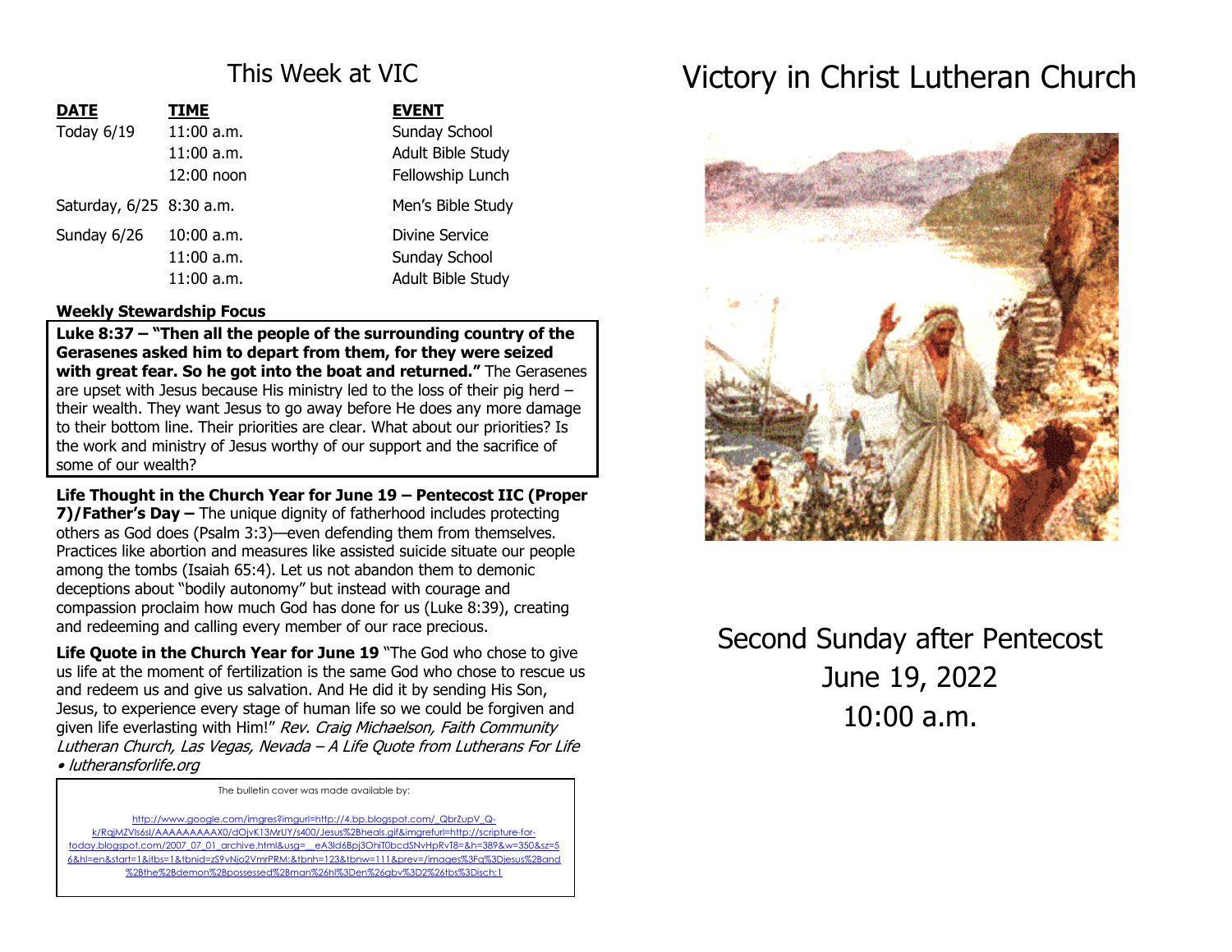## This Week at VIC

| DATE | TIME | EVENT |
|---|---|---|
| Today 6/19 | 11:00 a.m. | Sunday School |
| | 11:00 a.m. | Adult Bible Study |
| | 12:00 noon | Fellowship Lunch |
| Saturday, 6/25 | 8:30 a.m. | Men's Bible Study |
| Sunday 6/26 | 10:00 a.m. | Divine Service |
| | 11:00 a.m. | Sunday School |
| | 11:00 a.m. | Adult Bible Study |

**Weekly Stewardship Focus**

**Luke 8:37 – "Then all the people of the surrounding country of the Gerasenes asked him to depart from them, for they were seized with great fear. So he got into the boat and returned."** The Gerasenes are upset with Jesus because His ministry led to the loss of their pig herd – their wealth. They want Jesus to go away before He does any more damage to their bottom line. Their priorities are clear. What about our priorities? Is the work and ministry of Jesus worthy of our support and the sacrifice of some of our wealth?

**Life Thought in the Church Year for June 19 – Pentecost IIC (Proper 7)/Father's Day –** The unique dignity of fatherhood includes protecting others as God does (Psalm 3:3)—even defending them from themselves. Practices like abortion and measures like assisted suicide situate our people among the tombs (Isaiah 65:4). Let us not abandon them to demonic deceptions about "bodily autonomy" but instead with courage and compassion proclaim how much God has done for us (Luke 8:39), creating and redeeming and calling every member of our race precious.

**Life Quote in the Church Year for June 19** "The God who chose to give us life at the moment of fertilization is the same God who chose to rescue us and redeem us and give us salvation. And He did it by sending His Son, Jesus, to experience every stage of human life so we could be forgiven and given life everlasting with Him!" *Rev. Craig Michaelson, Faith Community Lutheran Church, Las Vegas, Nevada – A Life Quote from Lutherans For Life • lutheransforlife.org*

The bulletin cover was made available by:

http://www.google.com/imgres?imgurl=http://4.bp.blogspot.com/_QbrZupV_Q-k/RqjMZVls6sI/AAAAAAAAAX0/dOjvK13MrUY/s400/Jesus%2Bheals.gif&imgrefurl=http://scripture-for-today.blogspot.com/2007_07_01_archive.html&usg=__eA3ld6Bpj3OhiT0bcdSNvHpRvT8=&h=389&w=350&sz=56&hl=en&start=1&itbs=1&tbnid=zS9vNjo2VmrPRM:&tbnh=123&tbnw=111&prev=/images%3Fq%3Djesus%2Band%2Bthe%2Bdemon%2Bpossessed%2Bman%26hl%3Den%26gbv%3D2%26tbs%3Disch:1

# Victory in Christ Lutheran Church

Second Sunday after Pentecost
June 19, 2022
10:00 a.m.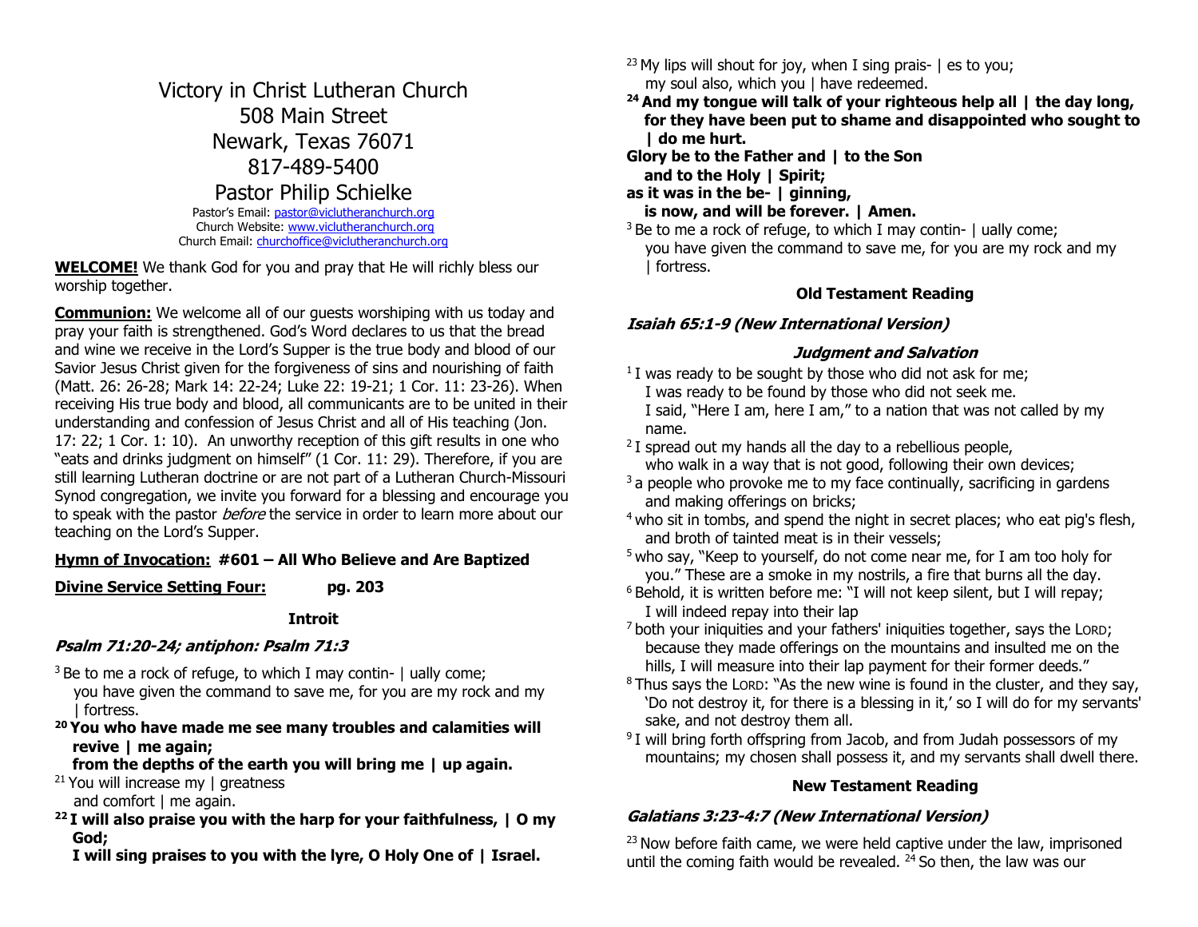# Victory in Christ Lutheran Church
508 Main Street
Newark, Texas 76071
817-489-5400
Pastor Philip Schielke

Pastor's Email: pastor@viclutheranchurch.org
Church Website: www.viclutheranchurch.org
Church Email: churchoffice@viclutheranchurch.org

**WELCOME!** We thank God for you and pray that He will richly bless our worship together.

**Communion:** We welcome all of our guests worshiping with us today and pray your faith is strengthened. God's Word declares to us that the bread and wine we receive in the Lord's Supper is the true body and blood of our Savior Jesus Christ given for the forgiveness of sins and nourishing of faith (Matt. 26: 26-28; Mark 14: 22-24; Luke 22: 19-21; 1 Cor. 11: 23-26). When receiving His true body and blood, all communicants are to be united in their understanding and confession of Jesus Christ and all of His teaching (Jon. 17: 22; 1 Cor. 1: 10). An unworthy reception of this gift results in one who "eats and drinks judgment on himself" (1 Cor. 11: 29). Therefore, if you are still learning Lutheran doctrine or are not part of a Lutheran Church-Missouri Synod congregation, we invite you forward for a blessing and encourage you to speak with the pastor *before* the service in order to learn more about our teaching on the Lord's Supper.

**Hymn of Invocation: #601 – All Who Believe and Are Baptized**

**Divine Service Setting Four:** **pg. 203**

**Introit**

***Psalm 71:20-24; antiphon: Psalm 71:3***

[3] Be to me a rock of refuge, to which I may contin- | ually come;
you have given the command to save me, for you are my rock and my | fortress.

**[20] You who have made me see many troubles and calamities will revive | me again;**
**from the depths of the earth you will bring me | up again.**

[21] You will increase my | greatness
and comfort | me again.

**[22] I will also praise you with the harp for your faithfulness, | O my God;**
**I will sing praises to you with the lyre, O Holy One of | Israel.**

[23] My lips will shout for joy, when I sing prais- | es to you;
my soul also, which you | have redeemed.

**[24] And my tongue will talk of your righteous help all | the day long,**
**for they have been put to shame and disappointed who sought to | do me hurt.**

**Glory be to the Father and | to the Son**
**and to the Holy | Spirit;**
**as it was in the be- | ginning,**
**is now, and will be forever. | Amen.**

[3] Be to me a rock of refuge, to which I may contin- | ually come;
you have given the command to save me, for you are my rock and my | fortress.

**Old Testament Reading**

***Isaiah 65:1-9 (New International Version)***

***Judgment and Salvation***

[1] I was ready to be sought by those who did not ask for me;
I was ready to be found by those who did not seek me.
I said, "Here I am, here I am," to a nation that was not called by my name.

[2] I spread out my hands all the day to a rebellious people,
who walk in a way that is not good, following their own devices;

[3] a people who provoke me to my face continually, sacrificing in gardens and making offerings on bricks;

[4] who sit in tombs, and spend the night in secret places; who eat pig's flesh, and broth of tainted meat is in their vessels;

[5] who say, "Keep to yourself, do not come near me, for I am too holy for you." These are a smoke in my nostrils, a fire that burns all the day.

[6] Behold, it is written before me: "I will not keep silent, but I will repay; I will indeed repay into their lap

[7] both your iniquities and your fathers' iniquities together, says the LORD; because they made offerings on the mountains and insulted me on the hills, I will measure into their lap payment for their former deeds."

[8] Thus says the LORD: "As the new wine is found in the cluster, and they say, 'Do not destroy it, for there is a blessing in it,' so I will do for my servants' sake, and not destroy them all.

[9] I will bring forth offspring from Jacob, and from Judah possessors of my mountains; my chosen shall possess it, and my servants shall dwell there.

**New Testament Reading**

***Galatians 3:23-4:7 (New International Version)***

[23] Now before faith came, we were held captive under the law, imprisoned until the coming faith would be revealed. [24] So then, the law was our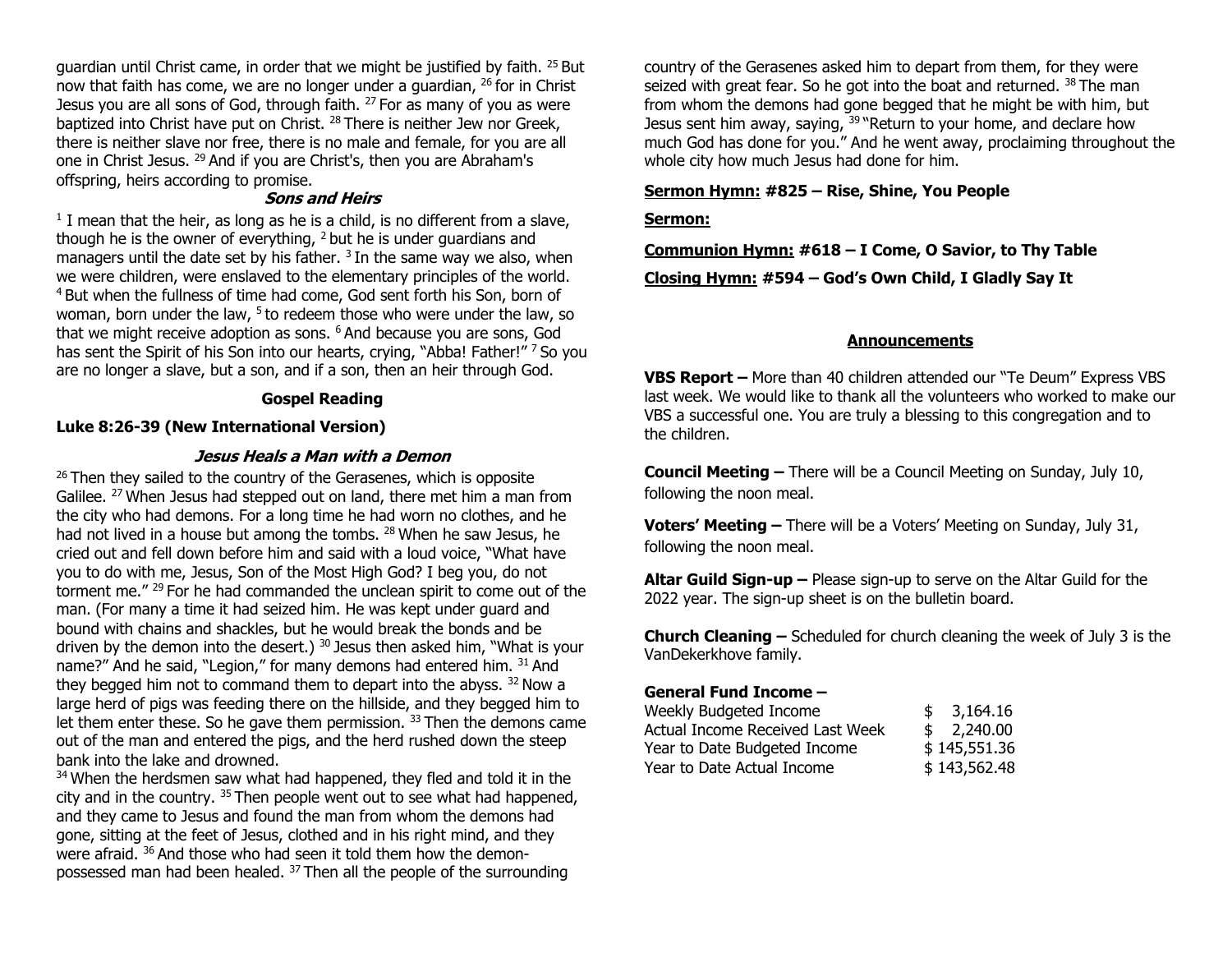guardian until Christ came, in order that we might be justified by faith. [25] But now that faith has come, we are no longer under a guardian, [26] for in Christ Jesus you are all sons of God, through faith. [27] For as many of you as were baptized into Christ have put on Christ. [28] There is neither Jew nor Greek, there is neither slave nor free, there is no male and female, for you are all one in Christ Jesus. [29] And if you are Christ's, then you are Abraham's offspring, heirs according to promise.

### *Sons and Heirs*

[1] I mean that the heir, as long as he is a child, is no different from a slave, though he is the owner of everything, [2] but he is under guardians and managers until the date set by his father. [3] In the same way we also, when we were children, were enslaved to the elementary principles of the world. [4] But when the fullness of time had come, God sent forth his Son, born of woman, born under the law, [5] to redeem those who were under the law, so that we might receive adoption as sons. [6] And because you are sons, God has sent the Spirit of his Son into our hearts, crying, "Abba! Father!" [7] So you are no longer a slave, but a son, and if a son, then an heir through God.

## Gospel Reading

**Luke 8:26-39 (New International Version)**

### *Jesus Heals a Man with a Demon*

[26] Then they sailed to the country of the Gerasenes, which is opposite Galilee. [27] When Jesus had stepped out on land, there met him a man from the city who had demons. For a long time he had worn no clothes, and he had not lived in a house but among the tombs. [28] When he saw Jesus, he cried out and fell down before him and said with a loud voice, "What have you to do with me, Jesus, Son of the Most High God? I beg you, do not torment me." [29] For he had commanded the unclean spirit to come out of the man. (For many a time it had seized him. He was kept under guard and bound with chains and shackles, but he would break the bonds and be driven by the demon into the desert.) [30] Jesus then asked him, "What is your name?" And he said, "Legion," for many demons had entered him. [31] And they begged him not to command them to depart into the abyss. [32] Now a large herd of pigs was feeding there on the hillside, and they begged him to let them enter these. So he gave them permission. [33] Then the demons came out of the man and entered the pigs, and the herd rushed down the steep bank into the lake and drowned.

[34] When the herdsmen saw what had happened, they fled and told it in the city and in the country. [35] Then people went out to see what had happened, and they came to Jesus and found the man from whom the demons had gone, sitting at the feet of Jesus, clothed and in his right mind, and they were afraid. [36] And those who had seen it told them how the demon-possessed man had been healed. [37] Then all the people of the surrounding country of the Gerasenes asked him to depart from them, for they were seized with great fear. So he got into the boat and returned. [38] The man from whom the demons had gone begged that he might be with him, but Jesus sent him away, saying, [39] "Return to your home, and declare how much God has done for you." And he went away, proclaiming throughout the whole city how much Jesus had done for him.

**Sermon Hymn:** **#825 – Rise, Shine, You People**

**Sermon:**

**Communion Hymn:** **#618 – I Come, O Savior, to Thy Table**

**Closing Hymn:** **#594 – God's Own Child, I Gladly Say It**

## Announcements

**VBS Report –** More than 40 children attended our "Te Deum" Express VBS last week. We would like to thank all the volunteers who worked to make our VBS a successful one. You are truly a blessing to this congregation and to the children.

**Council Meeting –** There will be a Council Meeting on Sunday, July 10, following the noon meal.

**Voters' Meeting –** There will be a Voters' Meeting on Sunday, July 31, following the noon meal.

**Altar Guild Sign-up –** Please sign-up to serve on the Altar Guild for the 2022 year. The sign-up sheet is on the bulletin board.

**Church Cleaning –** Scheduled for church cleaning the week of July 3 is the VanDekerkhove family.

**General Fund Income –**

| | |
|---|---|
| Weekly Budgeted Income | $ 3,164.16 |
| Actual Income Received Last Week | $ 2,240.00 |
| Year to Date Budgeted Income | $ 145,551.36 |
| Year to Date Actual Income | $ 143,562.48 |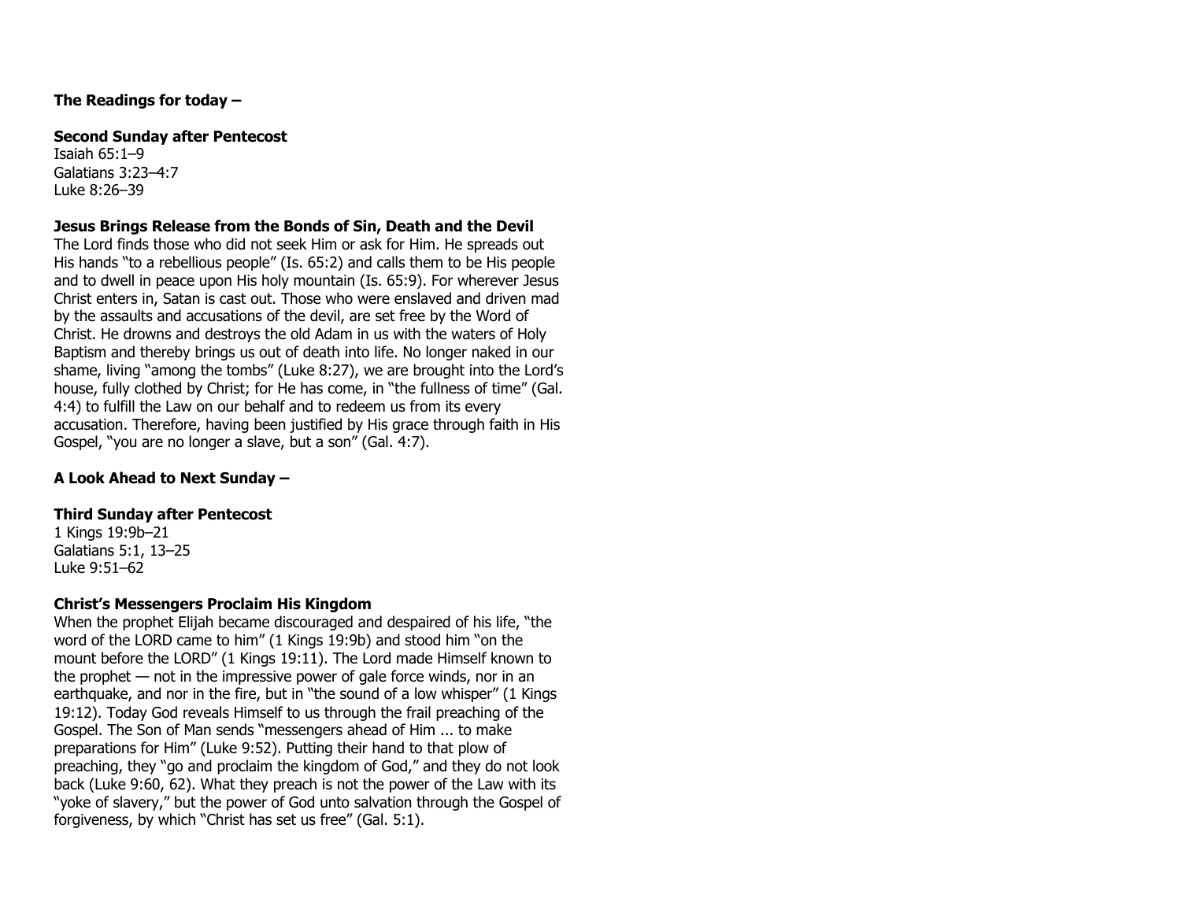**The Readings for today –**

**Second Sunday after Pentecost**

Isaiah 65:1–9
Galatians 3:23–4:7
Luke 8:26–39

**Jesus Brings Release from the Bonds of Sin, Death and the Devil**

The Lord finds those who did not seek Him or ask for Him. He spreads out His hands "to a rebellious people" (Is. 65:2) and calls them to be His people and to dwell in peace upon His holy mountain (Is. 65:9). For wherever Jesus Christ enters in, Satan is cast out. Those who were enslaved and driven mad by the assaults and accusations of the devil, are set free by the Word of Christ. He drowns and destroys the old Adam in us with the waters of Holy Baptism and thereby brings us out of death into life. No longer naked in our shame, living "among the tombs" (Luke 8:27), we are brought into the Lord's house, fully clothed by Christ; for He has come, in "the fullness of time" (Gal. 4:4) to fulfill the Law on our behalf and to redeem us from its every accusation. Therefore, having been justified by His grace through faith in His Gospel, "you are no longer a slave, but a son" (Gal. 4:7).

**A Look Ahead to Next Sunday –**

**Third Sunday after Pentecost**

1 Kings 19:9b–21
Galatians 5:1, 13–25
Luke 9:51–62

**Christ's Messengers Proclaim His Kingdom**

When the prophet Elijah became discouraged and despaired of his life, "the word of the LORD came to him" (1 Kings 19:9b) and stood him "on the mount before the LORD" (1 Kings 19:11). The Lord made Himself known to the prophet — not in the impressive power of gale force winds, nor in an earthquake, and nor in the fire, but in "the sound of a low whisper" (1 Kings 19:12). Today God reveals Himself to us through the frail preaching of the Gospel. The Son of Man sends "messengers ahead of Him ... to make preparations for Him" (Luke 9:52). Putting their hand to that plow of preaching, they "go and proclaim the kingdom of God," and they do not look back (Luke 9:60, 62). What they preach is not the power of the Law with its "yoke of slavery," but the power of God unto salvation through the Gospel of forgiveness, by which "Christ has set us free" (Gal. 5:1).